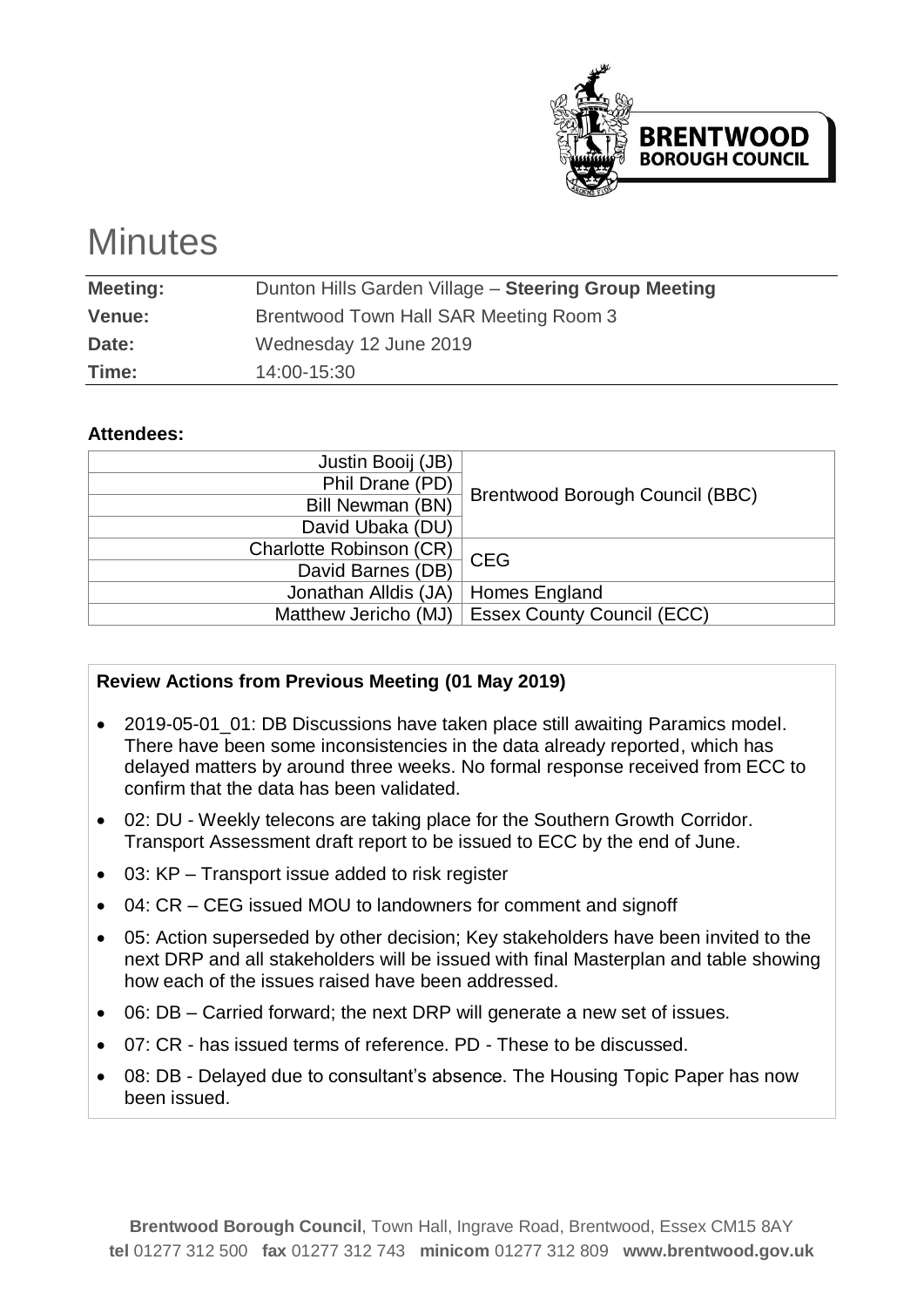# Minutes

| **Meeting:** | Dunton Hills Garden Village – **Steering Group Meeting** |
|---|---|
| **Venue:** | Brentwood Town Hall SAR Meeting Room 3 |
| **Date:** | Wednesday 12 June 2019 |
| **Time:** | 14:00-15:30 |

**Attendees:**

| Name | Organisation |
|---|---|
| Justin Booij (JB) | Brentwood Borough Council (BBC) |
| Phil Drane (PD) | |
| Bill Newman (BN) | |
| David Ubaka (DU) | |
| Charlotte Robinson (CR) | CEG |
| David Barnes (DB) | |
| Jonathan Alldis (JA) | Homes England |
| Matthew Jericho (MJ) | Essex County Council (ECC) |

**Review Actions from Previous Meeting (01 May 2019)**

- 2019-05-01_01: DB Discussions have taken place still awaiting Paramics model. There have been some inconsistencies in the data already reported, which has delayed matters by around three weeks. No formal response received from ECC to confirm that the data has been validated.
- 02: DU - Weekly telecons are taking place for the Southern Growth Corridor. Transport Assessment draft report to be issued to ECC by the end of June.
- 03: KP – Transport issue added to risk register
- 04: CR – CEG issued MOU to landowners for comment and signoff
- 05: Action superseded by other decision; Key stakeholders have been invited to the next DRP and all stakeholders will be issued with final Masterplan and table showing how each of the issues raised have been addressed.
- 06: DB – Carried forward; the next DRP will generate a new set of issues.
- 07: CR - has issued terms of reference. PD - These to be discussed.
- 08: DB - Delayed due to consultant's absence. The Housing Topic Paper has now been issued.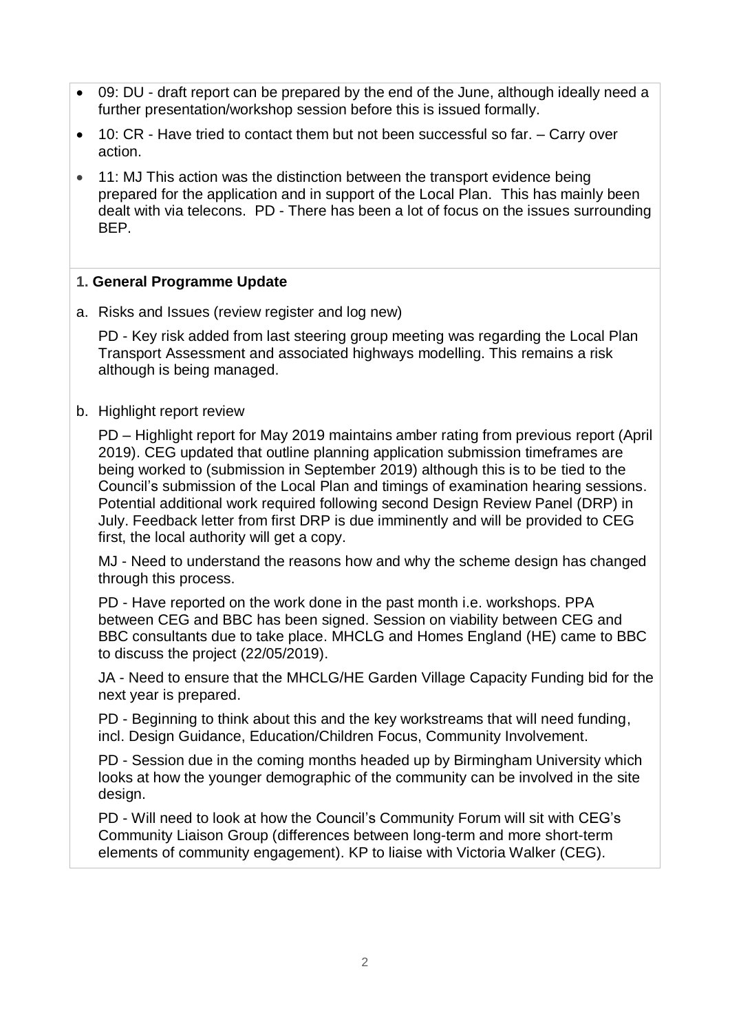- 09: DU - draft report can be prepared by the end of the June, although ideally need a further presentation/workshop session before this is issued formally.
- 10: CR - Have tried to contact them but not been successful so far. – Carry over action.
- 11: MJ This action was the distinction between the transport evidence being prepared for the application and in support of the Local Plan. This has mainly been dealt with via telecons. PD - There has been a lot of focus on the issues surrounding BEP.

**1. General Programme Update**

a. Risks and Issues (review register and log new)

PD - Key risk added from last steering group meeting was regarding the Local Plan Transport Assessment and associated highways modelling. This remains a risk although is being managed.

b. Highlight report review

PD – Highlight report for May 2019 maintains amber rating from previous report (April 2019). CEG updated that outline planning application submission timeframes are being worked to (submission in September 2019) although this is to be tied to the Council's submission of the Local Plan and timings of examination hearing sessions. Potential additional work required following second Design Review Panel (DRP) in July. Feedback letter from first DRP is due imminently and will be provided to CEG first, the local authority will get a copy.

MJ - Need to understand the reasons how and why the scheme design has changed through this process.

PD - Have reported on the work done in the past month i.e. workshops. PPA between CEG and BBC has been signed. Session on viability between CEG and BBC consultants due to take place. MHCLG and Homes England (HE) came to BBC to discuss the project (22/05/2019).

JA - Need to ensure that the MHCLG/HE Garden Village Capacity Funding bid for the next year is prepared.

PD - Beginning to think about this and the key workstreams that will need funding, incl. Design Guidance, Education/Children Focus, Community Involvement.

PD - Session due in the coming months headed up by Birmingham University which looks at how the younger demographic of the community can be involved in the site design.

PD - Will need to look at how the Council's Community Forum will sit with CEG's Community Liaison Group (differences between long-term and more short-term elements of community engagement). KP to liaise with Victoria Walker (CEG).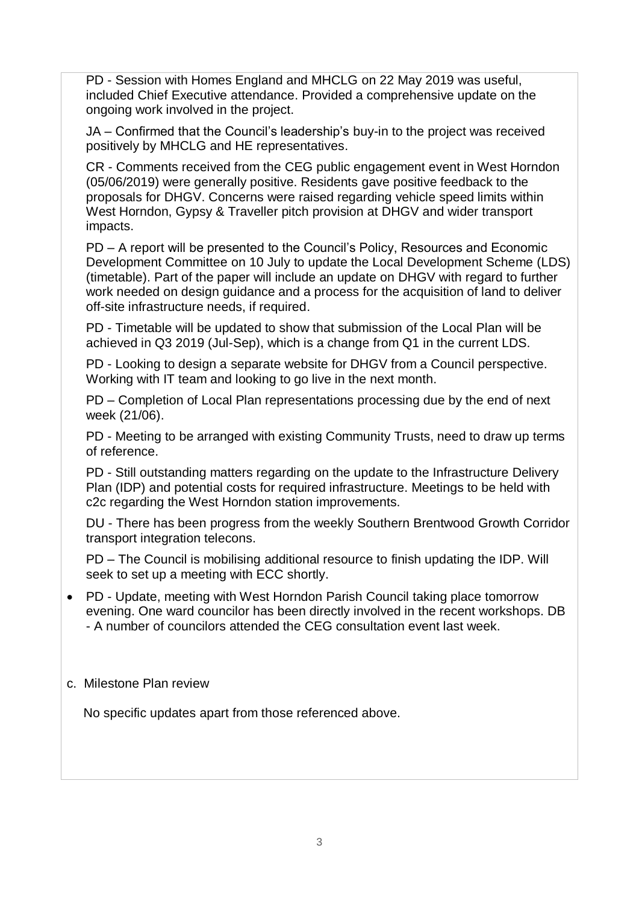PD - Session with Homes England and MHCLG on 22 May 2019 was useful, included Chief Executive attendance. Provided a comprehensive update on the ongoing work involved in the project.

JA – Confirmed that the Council's leadership's buy-in to the project was received positively by MHCLG and HE representatives.

CR - Comments received from the CEG public engagement event in West Horndon (05/06/2019) were generally positive. Residents gave positive feedback to the proposals for DHGV. Concerns were raised regarding vehicle speed limits within West Horndon, Gypsy & Traveller pitch provision at DHGV and wider transport impacts.

PD – A report will be presented to the Council's Policy, Resources and Economic Development Committee on 10 July to update the Local Development Scheme (LDS) (timetable). Part of the paper will include an update on DHGV with regard to further work needed on design guidance and a process for the acquisition of land to deliver off-site infrastructure needs, if required.

PD - Timetable will be updated to show that submission of the Local Plan will be achieved in Q3 2019 (Jul-Sep), which is a change from Q1 in the current LDS.

PD - Looking to design a separate website for DHGV from a Council perspective. Working with IT team and looking to go live in the next month.

PD – Completion of Local Plan representations processing due by the end of next week (21/06).

PD - Meeting to be arranged with existing Community Trusts, need to draw up terms of reference.

PD - Still outstanding matters regarding on the update to the Infrastructure Delivery Plan (IDP) and potential costs for required infrastructure. Meetings to be held with c2c regarding the West Horndon station improvements.

DU - There has been progress from the weekly Southern Brentwood Growth Corridor transport integration telecons.

PD – The Council is mobilising additional resource to finish updating the IDP. Will seek to set up a meeting with ECC shortly.

- PD - Update, meeting with West Horndon Parish Council taking place tomorrow evening. One ward councilor has been directly involved in the recent workshops. DB - A number of councilors attended the CEG consultation event last week.

c. Milestone Plan review

No specific updates apart from those referenced above.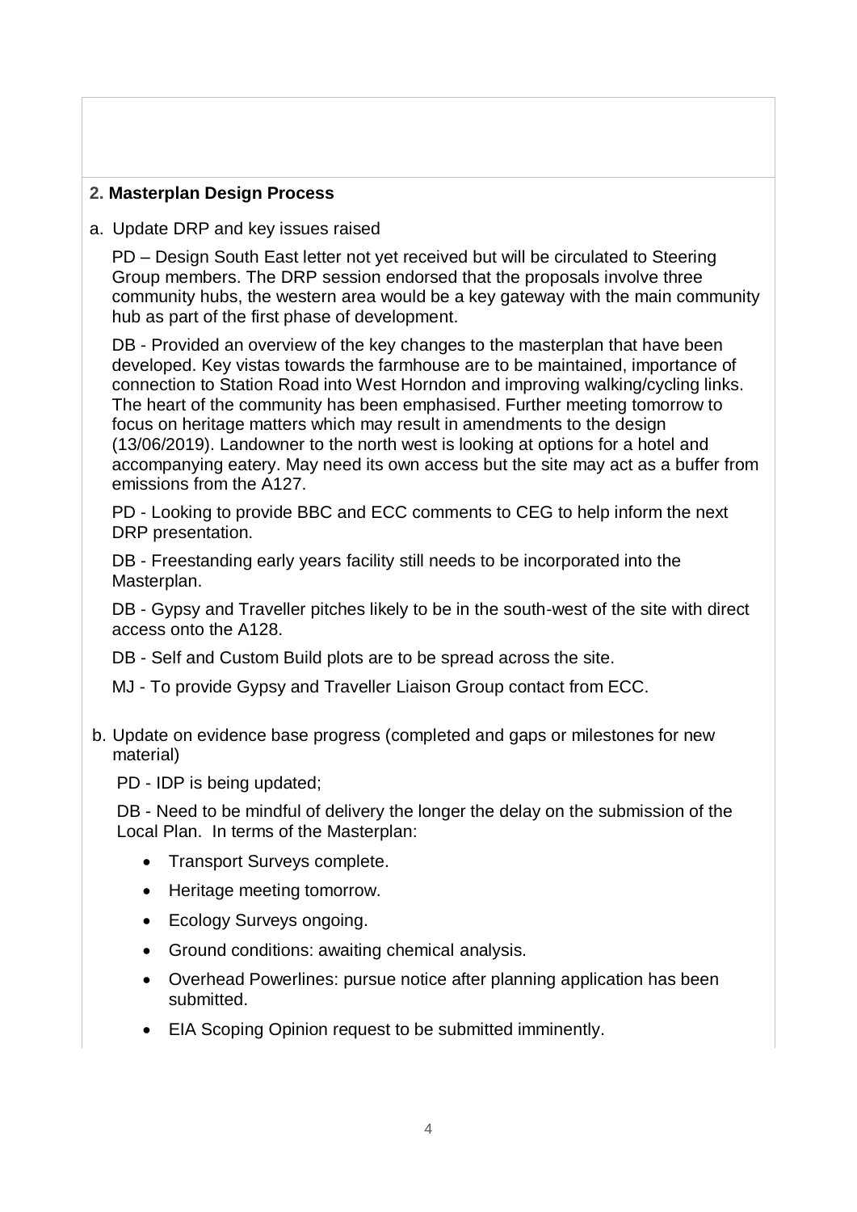## 2. Masterplan Design Process

a. Update DRP and key issues raised

PD – Design South East letter not yet received but will be circulated to Steering Group members. The DRP session endorsed that the proposals involve three community hubs, the western area would be a key gateway with the main community hub as part of the first phase of development.

DB - Provided an overview of the key changes to the masterplan that have been developed. Key vistas towards the farmhouse are to be maintained, importance of connection to Station Road into West Horndon and improving walking/cycling links. The heart of the community has been emphasised. Further meeting tomorrow to focus on heritage matters which may result in amendments to the design (13/06/2019). Landowner to the north west is looking at options for a hotel and accompanying eatery. May need its own access but the site may act as a buffer from emissions from the A127.

PD - Looking to provide BBC and ECC comments to CEG to help inform the next DRP presentation.

DB - Freestanding early years facility still needs to be incorporated into the Masterplan.

DB - Gypsy and Traveller pitches likely to be in the south-west of the site with direct access onto the A128.

DB - Self and Custom Build plots are to be spread across the site.

MJ - To provide Gypsy and Traveller Liaison Group contact from ECC.

b. Update on evidence base progress (completed and gaps or milestones for new material)

PD - IDP is being updated;

DB - Need to be mindful of delivery the longer the delay on the submission of the Local Plan. In terms of the Masterplan:

- Transport Surveys complete.
- Heritage meeting tomorrow.
- Ecology Surveys ongoing.
- Ground conditions: awaiting chemical analysis.
- Overhead Powerlines: pursue notice after planning application has been submitted.
- EIA Scoping Opinion request to be submitted imminently.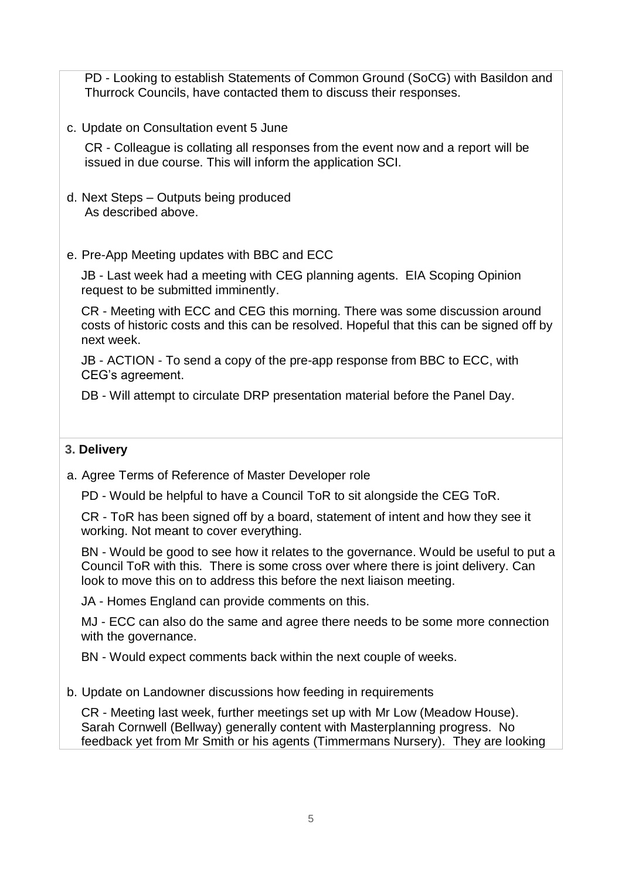PD - Looking to establish Statements of Common Ground (SoCG) with Basildon and Thurrock Councils, have contacted them to discuss their responses.

c. Update on Consultation event 5 June

CR - Colleague is collating all responses from the event now and a report will be issued in due course. This will inform the application SCI.

d. Next Steps – Outputs being produced
As described above.

e. Pre-App Meeting updates with BBC and ECC

JB - Last week had a meeting with CEG planning agents. EIA Scoping Opinion request to be submitted imminently.

CR - Meeting with ECC and CEG this morning. There was some discussion around costs of historic costs and this can be resolved. Hopeful that this can be signed off by next week.

JB - ACTION - To send a copy of the pre-app response from BBC to ECC, with CEG's agreement.

DB - Will attempt to circulate DRP presentation material before the Panel Day.

## 3. Delivery

a. Agree Terms of Reference of Master Developer role

PD - Would be helpful to have a Council ToR to sit alongside the CEG ToR.

CR - ToR has been signed off by a board, statement of intent and how they see it working. Not meant to cover everything.

BN - Would be good to see how it relates to the governance. Would be useful to put a Council ToR with this. There is some cross over where there is joint delivery. Can look to move this on to address this before the next liaison meeting.

JA - Homes England can provide comments on this.

MJ - ECC can also do the same and agree there needs to be some more connection with the governance.

BN - Would expect comments back within the next couple of weeks.

b. Update on Landowner discussions how feeding in requirements

CR - Meeting last week, further meetings set up with Mr Low (Meadow House). Sarah Cornwell (Bellway) generally content with Masterplanning progress. No feedback yet from Mr Smith or his agents (Timmermans Nursery). They are looking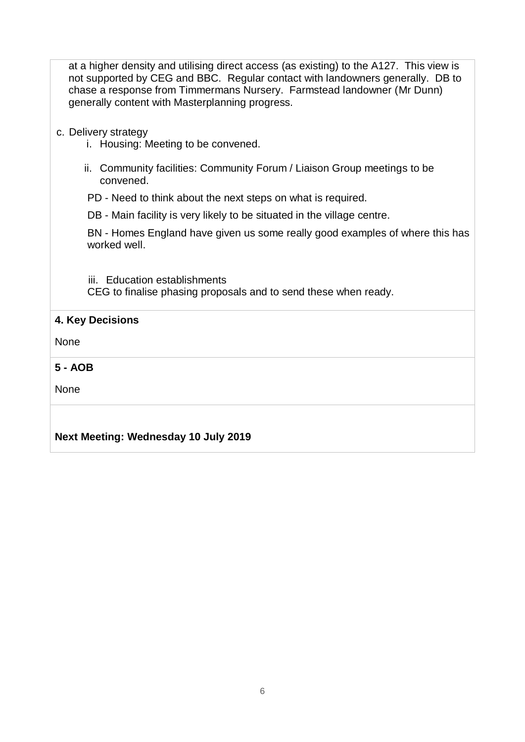at a higher density and utilising direct access (as existing) to the A127. This view is not supported by CEG and BBC. Regular contact with landowners generally. DB to chase a response from Timmermans Nursery. Farmstead landowner (Mr Dunn) generally content with Masterplanning progress.

c. Delivery strategy

   i. Housing: Meeting to be convened.

   ii. Community facilities: Community Forum / Liaison Group meetings to be convened.

   PD - Need to think about the next steps on what is required.

   DB - Main facility is very likely to be situated in the village centre.

   BN - Homes England have given us some really good examples of where this has worked well.

   iii. Education establishments

   CEG to finalise phasing proposals and to send these when ready.

**4. Key Decisions**

None

**5 - AOB**

None

**Next Meeting: Wednesday 10 July 2019**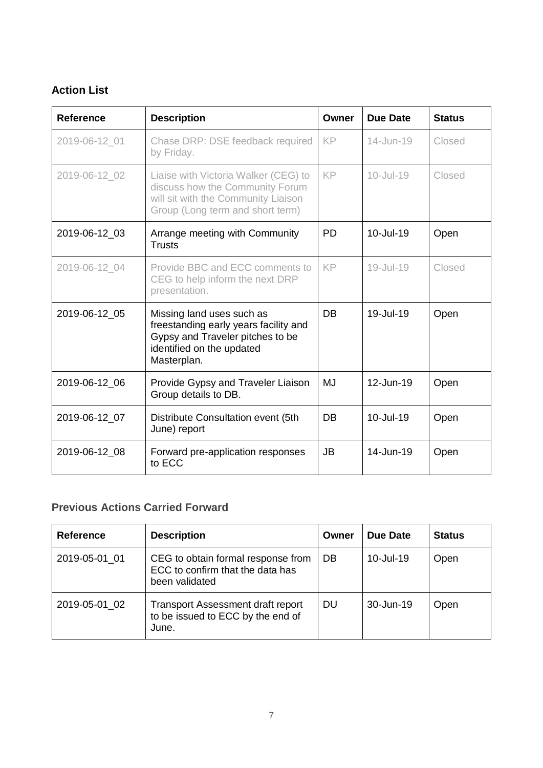### Action List

| Reference | Description | Owner | Due Date | Status |
|---|---|---|---|---|
| 2019-06-12_01 | Chase DRP: DSE feedback required by Friday. | KP | 14-Jun-19 | Closed |
| 2019-06-12_02 | Liaise with Victoria Walker (CEG) to discuss how the Community Forum will sit with the Community Liaison Group (Long term and short term) | KP | 10-Jul-19 | Closed |
| 2019-06-12_03 | Arrange meeting with Community Trusts | PD | 10-Jul-19 | Open |
| 2019-06-12_04 | Provide BBC and ECC comments to CEG to help inform the next DRP presentation. | KP | 19-Jul-19 | Closed |
| 2019-06-12_05 | Missing land uses such as freestanding early years facility and Gypsy and Traveler pitches to be identified on the updated Masterplan. | DB | 19-Jul-19 | Open |
| 2019-06-12_06 | Provide Gypsy and Traveler Liaison Group details to DB. | MJ | 12-Jun-19 | Open |
| 2019-06-12_07 | Distribute Consultation event (5th June) report | DB | 10-Jul-19 | Open |
| 2019-06-12_08 | Forward pre-application responses to ECC | JB | 14-Jun-19 | Open |

### Previous Actions Carried Forward

| Reference | Description | Owner | Due Date | Status |
|---|---|---|---|---|
| 2019-05-01_01 | CEG to obtain formal response from ECC to confirm that the data has been validated | DB | 10-Jul-19 | Open |
| 2019-05-01_02 | Transport Assessment draft report to be issued to ECC by the end of June. | DU | 30-Jun-19 | Open |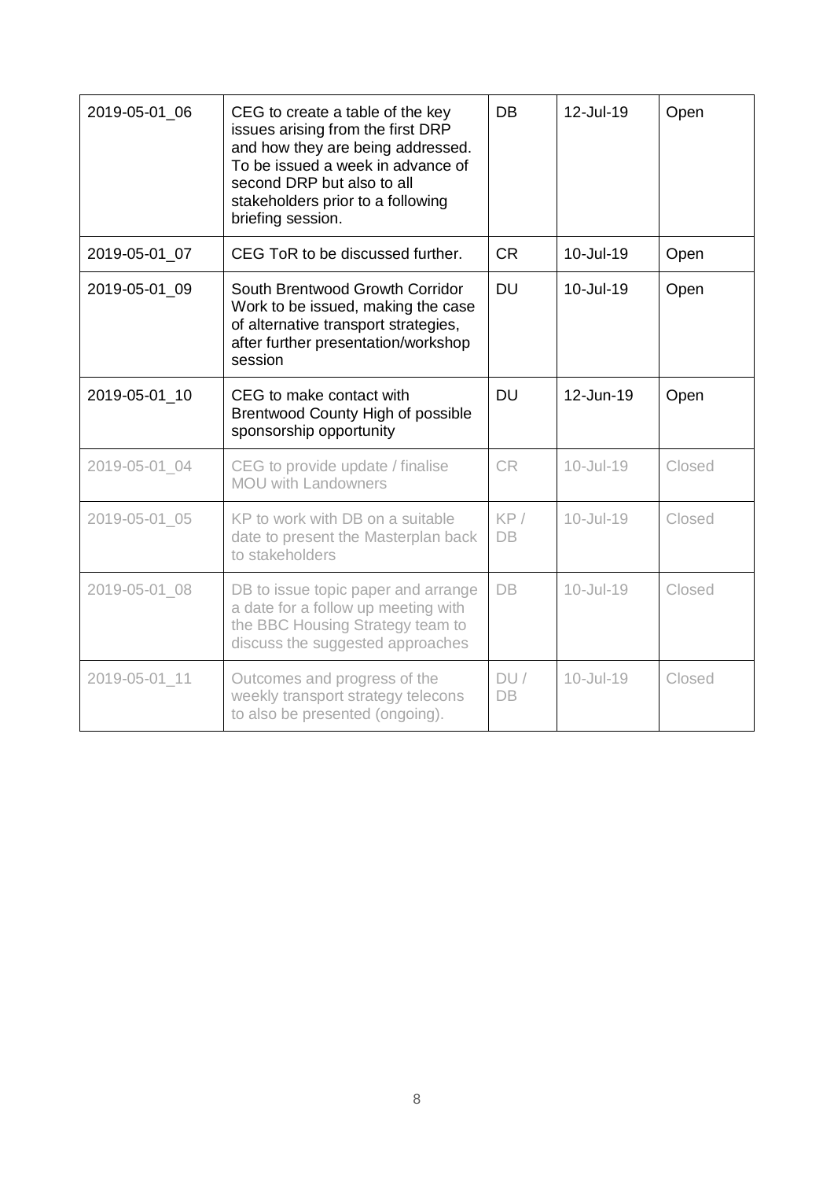| | | | | |
|---|---|---|---|---|
| 2019-05-01_06 | CEG to create a table of the key issues arising from the first DRP and how they are being addressed. To be issued a week in advance of second DRP but also to all stakeholders prior to a following briefing session. | DB | 12-Jul-19 | Open |
| 2019-05-01_07 | CEG ToR to be discussed further. | CR | 10-Jul-19 | Open |
| 2019-05-01_09 | South Brentwood Growth Corridor Work to be issued, making the case of alternative transport strategies, after further presentation/workshop session | DU | 10-Jul-19 | Open |
| 2019-05-01_10 | CEG to make contact with Brentwood County High of possible sponsorship opportunity | DU | 12-Jun-19 | Open |
| 2019-05-01_04 | CEG to provide update / finalise MOU with Landowners | CR | 10-Jul-19 | Closed |
| 2019-05-01_05 | KP to work with DB on a suitable date to present the Masterplan back to stakeholders | KP / DB | 10-Jul-19 | Closed |
| 2019-05-01_08 | DB to issue topic paper and arrange a date for a follow up meeting with the BBC Housing Strategy team to discuss the suggested approaches | DB | 10-Jul-19 | Closed |
| 2019-05-01_11 | Outcomes and progress of the weekly transport strategy telecons to also be presented (ongoing). | DU / DB | 10-Jul-19 | Closed |